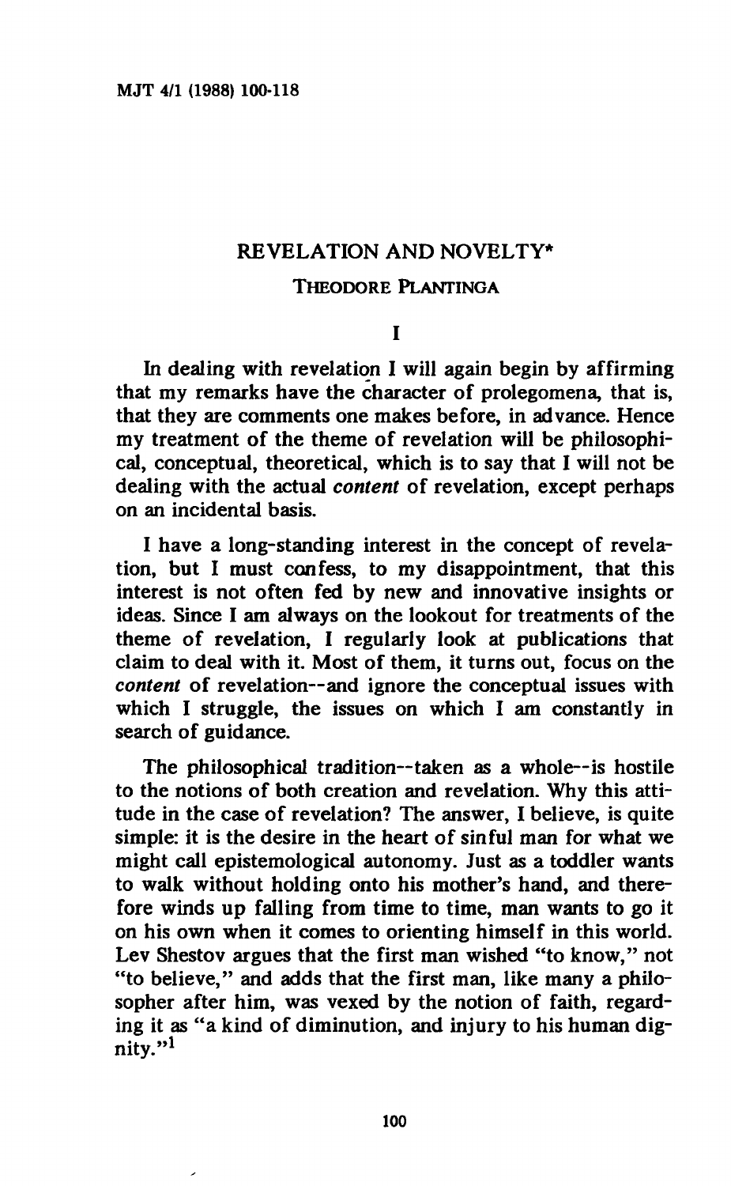# REVELATION AND NOVELTY*

THEODORE PLANTINGA

## I

In dealing with revelation I will again begin by affirming that my remarks have the character of prolegomena, that is, that they are comments one makes before, in advance. Hence my treatment of the theme of revelation will be philosophical, conceptual, theoretical, which is to say that I will not be dealing with the actual *content* of revelation, except perhaps on an incidental basis.

I have a long-standing interest in the concept of revelation, but I must confess, to my disappointment, that this interest is not often fed by new and innovative insights or ideas. Since I am always on the lookout for treatments of the theme of revelation, I regularly look at publications that claim to deal with it. Most of them, it turns out, focus on the *content* of revelation--and ignore the conceptual issues with which I struggle, the issues on which I am constantly in search of guidance.

The philosophical tradition--taken as a whole--is hostile to the notions of both creation and revelation. Why this attitude in the case of revelation? The answer, I believe, is quite simple: it is the desire in the heart of sinful man for what we might call epistemological autonomy. Just as a toddler wants to walk without holding onto his mother's hand, and therefore winds up falling from time to time, man wants to go it on his own when it comes to orienting himself in this world. Lev Shestov argues that the first man wished "to know," not "to believe," and adds that the first man, like many a philosopher after him, was vexed by the notion of faith, regarding it as "a kind of diminution, and injury to his human dignity."[1]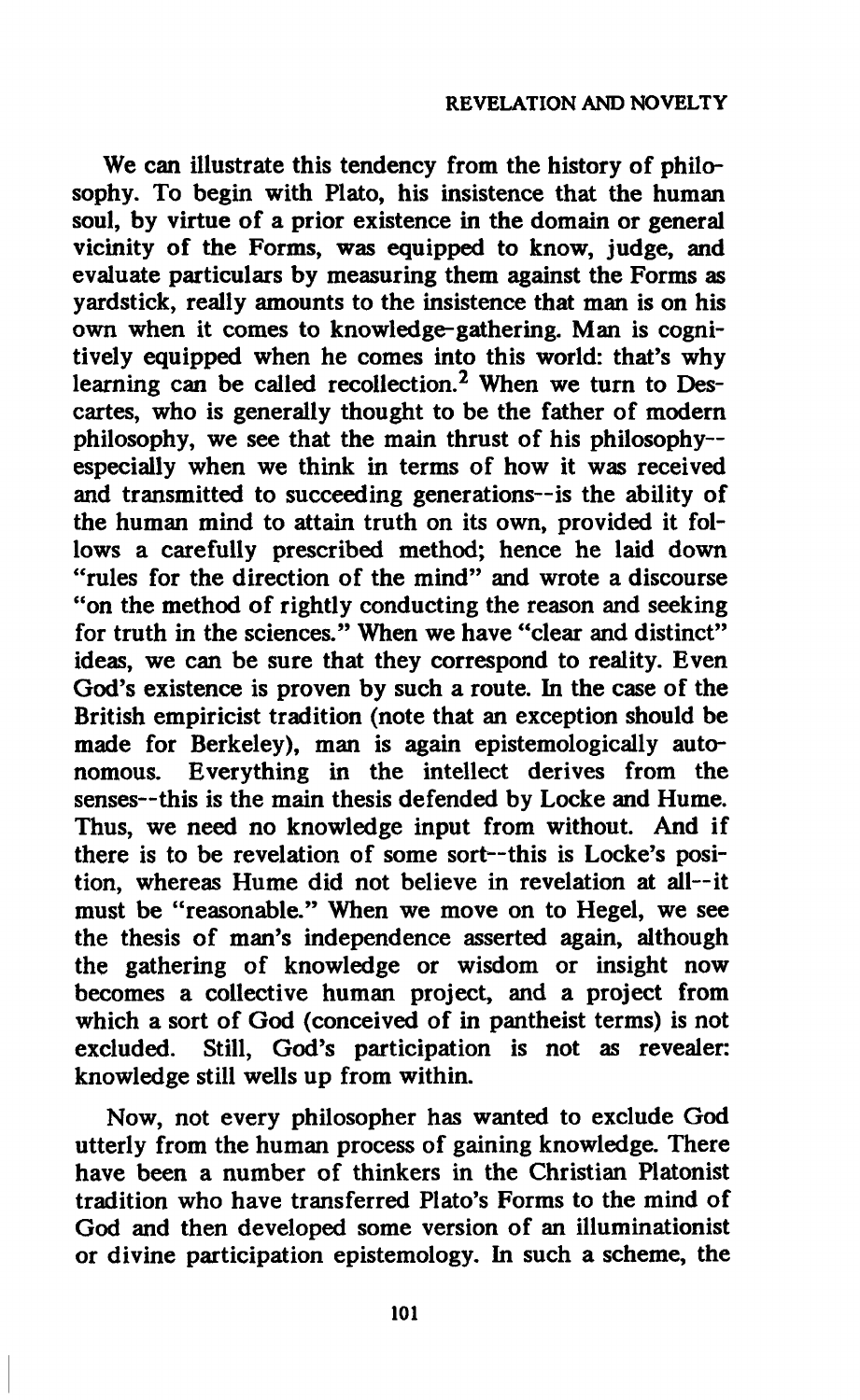We can illustrate this tendency from the history of philosophy. To begin with Plato, his insistence that the human soul, by virtue of a prior existence in the domain or general vicinity of the Forms, was equipped to know, judge, and evaluate particulars by measuring them against the Forms as yardstick, really amounts to the insistence that man is on his own when it comes to knowledge-gathering. Man is cognitively equipped when he comes into this world: that's why learning can be called recollection.[2] When we turn to Descartes, who is generally thought to be the father of modern philosophy, we see that the main thrust of his philosophy--especially when we think in terms of how it was received and transmitted to succeeding generations--is the ability of the human mind to attain truth on its own, provided it follows a carefully prescribed method; hence he laid down "rules for the direction of the mind" and wrote a discourse "on the method of rightly conducting the reason and seeking for truth in the sciences." When we have "clear and distinct" ideas, we can be sure that they correspond to reality. Even God's existence is proven by such a route. In the case of the British empiricist tradition (note that an exception should be made for Berkeley), man is again epistemologically autonomous. Everything in the intellect derives from the senses--this is the main thesis defended by Locke and Hume. Thus, we need no knowledge input from without. And if there is to be revelation of some sort--this is Locke's position, whereas Hume did not believe in revelation at all--it must be "reasonable." When we move on to Hegel, we see the thesis of man's independence asserted again, although the gathering of knowledge or wisdom or insight now becomes a collective human project, and a project from which a sort of God (conceived of in pantheist terms) is not excluded. Still, God's participation is not as revealer: knowledge still wells up from within.

Now, not every philosopher has wanted to exclude God utterly from the human process of gaining knowledge. There have been a number of thinkers in the Christian Platonist tradition who have transferred Plato's Forms to the mind of God and then developed some version of an illuminationist or divine participation epistemology. In such a scheme, the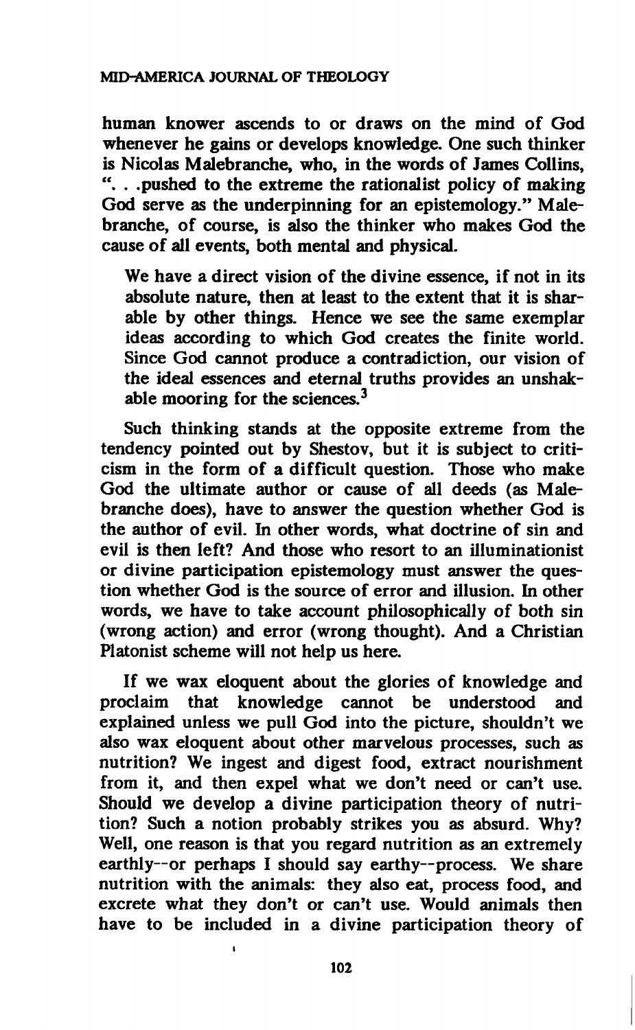human knower ascends to or draws on the mind of God whenever he gains or develops knowledge. One such thinker is Nicolas Malebranche, who, in the words of James Collins, ". . .pushed to the extreme the rationalist policy of making God serve as the underpinning for an epistemology." Malebranche, of course, is also the thinker who makes God the cause of all events, both mental and physical.

> We have a direct vision of the divine essence, if not in its absolute nature, then at least to the extent that it is sharable by other things. Hence we see the same exemplar ideas according to which God creates the finite world. Since God cannot produce a contradiction, our vision of the ideal essences and eternal truths provides an unshakable mooring for the sciences.[3]

Such thinking stands at the opposite extreme from the tendency pointed out by Shestov, but it is subject to criticism in the form of a difficult question. Those who make God the ultimate author or cause of all deeds (as Malebranche does), have to answer the question whether God is the author of evil. In other words, what doctrine of sin and evil is then left? And those who resort to an illuminationist or divine participation epistemology must answer the question whether God is the source of error and illusion. In other words, we have to take account philosophically of both sin (wrong action) and error (wrong thought). And a Christian Platonist scheme will not help us here.

If we wax eloquent about the glories of knowledge and proclaim that knowledge cannot be understood and explained unless we pull God into the picture, shouldn't we also wax eloquent about other marvelous processes, such as nutrition? We ingest and digest food, extract nourishment from it, and then expel what we don't need or can't use. Should we develop a divine participation theory of nutrition? Such a notion probably strikes you as absurd. Why? Well, one reason is that you regard nutrition as an extremely earthly--or perhaps I should say earthy--process. We share nutrition with the animals: they also eat, process food, and excrete what they don't or can't use. Would animals then have to be included in a divine participation theory of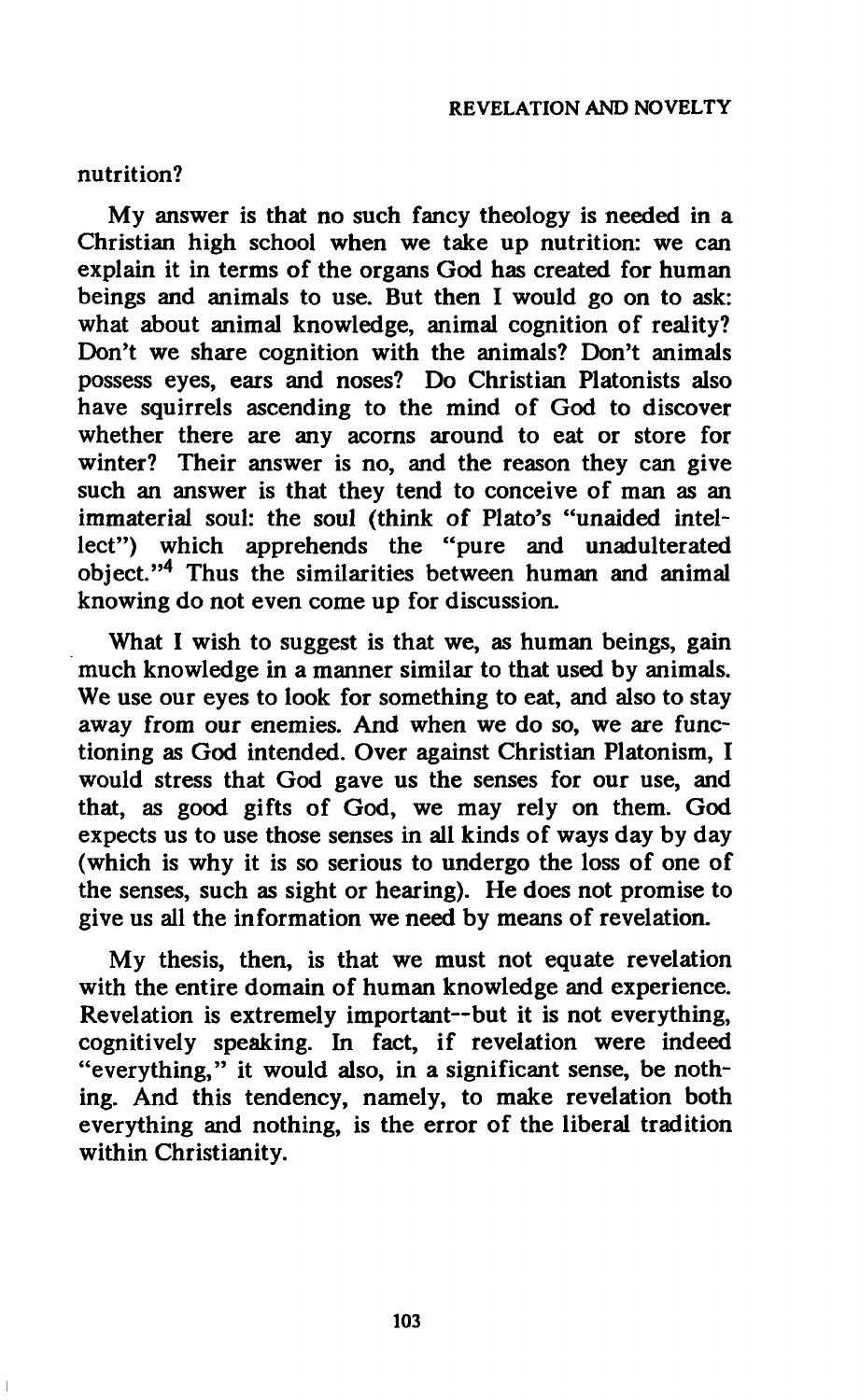nutrition?

My answer is that no such fancy theology is needed in a Christian high school when we take up nutrition: we can explain it in terms of the organs God has created for human beings and animals to use. But then I would go on to ask: what about animal knowledge, animal cognition of reality? Don't we share cognition with the animals? Don't animals possess eyes, ears and noses? Do Christian Platonists also have squirrels ascending to the mind of God to discover whether there are any acorns around to eat or store for winter? Their answer is no, and the reason they can give such an answer is that they tend to conceive of man as an immaterial soul: the soul (think of Plato's "unaided intellect") which apprehends the "pure and unadulterated object."[4] Thus the similarities between human and animal knowing do not even come up for discussion.

What I wish to suggest is that we, as human beings, gain much knowledge in a manner similar to that used by animals. We use our eyes to look for something to eat, and also to stay away from our enemies. And when we do so, we are functioning as God intended. Over against Christian Platonism, I would stress that God gave us the senses for our use, and that, as good gifts of God, we may rely on them. God expects us to use those senses in all kinds of ways day by day (which is why it is so serious to undergo the loss of one of the senses, such as sight or hearing). He does not promise to give us all the information we need by means of revelation.

My thesis, then, is that we must not equate revelation with the entire domain of human knowledge and experience. Revelation is extremely important--but it is not everything, cognitively speaking. In fact, if revelation were indeed "everything," it would also, in a significant sense, be nothing. And this tendency, namely, to make revelation both everything and nothing, is the error of the liberal tradition within Christianity.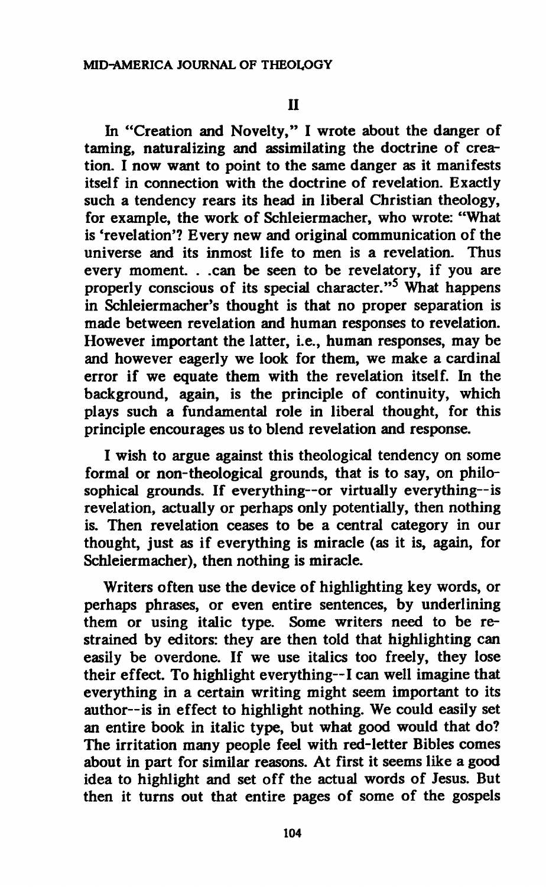## II

In "Creation and Novelty," I wrote about the danger of taming, naturalizing and assimilating the doctrine of creation. I now want to point to the same danger as it manifests itself in connection with the doctrine of revelation. Exactly such a tendency rears its head in liberal Christian theology, for example, the work of Schleiermacher, who wrote: "What is 'revelation'? Every new and original communication of the universe and its inmost life to men is a revelation. Thus every moment. . .can be seen to be revelatory, if you are properly conscious of its special character."[5] What happens in Schleiermacher's thought is that no proper separation is made between revelation and human responses to revelation. However important the latter, i.e., human responses, may be and however eagerly we look for them, we make a cardinal error if we equate them with the revelation itself. In the background, again, is the principle of continuity, which plays such a fundamental role in liberal thought, for this principle encourages us to blend revelation and response.

I wish to argue against this theological tendency on some formal or non-theological grounds, that is to say, on philosophical grounds. If everything--or virtually everything--is revelation, actually or perhaps only potentially, then nothing is. Then revelation ceases to be a central category in our thought, just as if everything is miracle (as it is, again, for Schleiermacher), then nothing is miracle.

Writers often use the device of highlighting key words, or perhaps phrases, or even entire sentences, by underlining them or using italic type. Some writers need to be restrained by editors: they are then told that highlighting can easily be overdone. If we use italics too freely, they lose their effect. To highlight everything--I can well imagine that everything in a certain writing might seem important to its author--is in effect to highlight nothing. We could easily set an entire book in italic type, but what good would that do? The irritation many people feel with red-letter Bibles comes about in part for similar reasons. At first it seems like a good idea to highlight and set off the actual words of Jesus. But then it turns out that entire pages of some of the gospels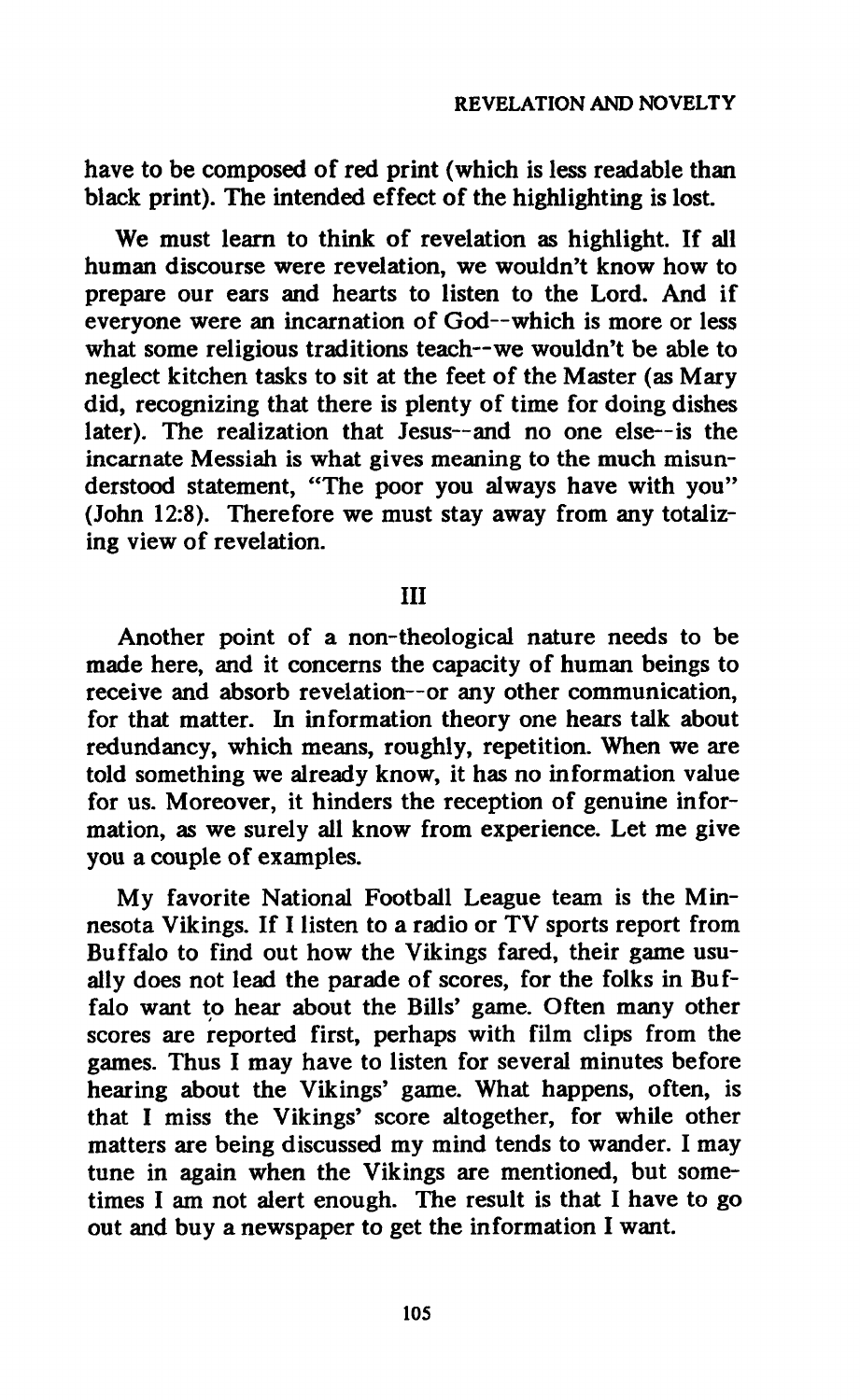have to be composed of red print (which is less readable than black print). The intended effect of the highlighting is lost.

We must learn to think of revelation as highlight. If all human discourse were revelation, we wouldn't know how to prepare our ears and hearts to listen to the Lord. And if everyone were an incarnation of God--which is more or less what some religious traditions teach--we wouldn't be able to neglect kitchen tasks to sit at the feet of the Master (as Mary did, recognizing that there is plenty of time for doing dishes later). The realization that Jesus--and no one else--is the incarnate Messiah is what gives meaning to the much misunderstood statement, "The poor you always have with you" (John 12:8). Therefore we must stay away from any totalizing view of revelation.

## III

Another point of a non-theological nature needs to be made here, and it concerns the capacity of human beings to receive and absorb revelation--or any other communication, for that matter. In information theory one hears talk about redundancy, which means, roughly, repetition. When we are told something we already know, it has no information value for us. Moreover, it hinders the reception of genuine information, as we surely all know from experience. Let me give you a couple of examples.

My favorite National Football League team is the Minnesota Vikings. If I listen to a radio or TV sports report from Buffalo to find out how the Vikings fared, their game usually does not lead the parade of scores, for the folks in Buffalo want to hear about the Bills' game. Often many other scores are reported first, perhaps with film clips from the games. Thus I may have to listen for several minutes before hearing about the Vikings' game. What happens, often, is that I miss the Vikings' score altogether, for while other matters are being discussed my mind tends to wander. I may tune in again when the Vikings are mentioned, but sometimes I am not alert enough. The result is that I have to go out and buy a newspaper to get the information I want.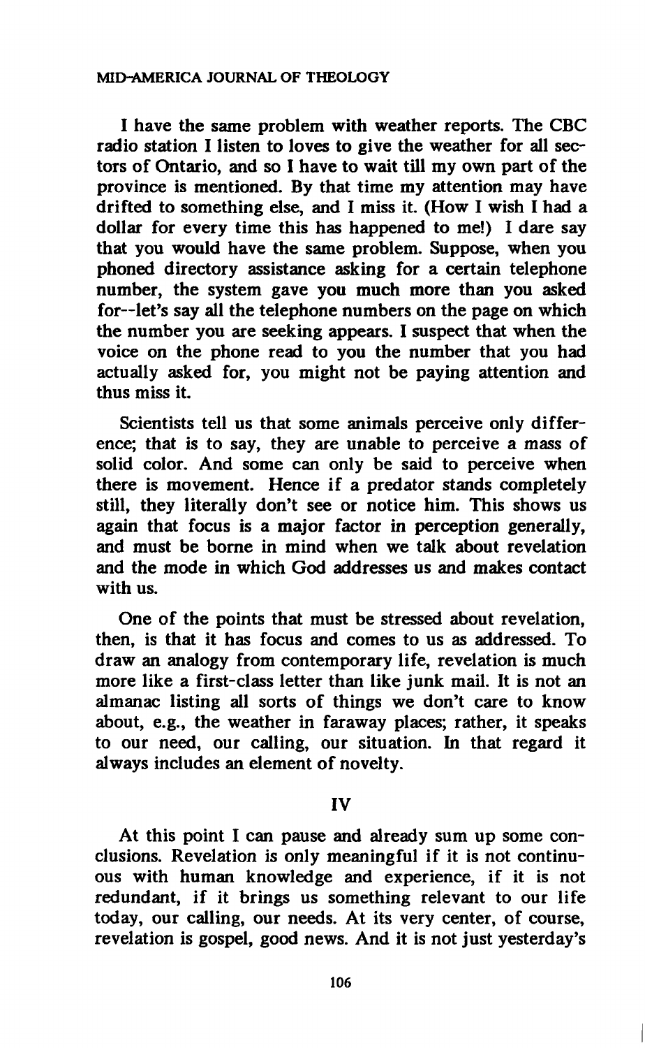I have the same problem with weather reports. The CBC radio station I listen to loves to give the weather for all sectors of Ontario, and so I have to wait till my own part of the province is mentioned. By that time my attention may have drifted to something else, and I miss it. (How I wish I had a dollar for every time this has happened to me!) I dare say that you would have the same problem. Suppose, when you phoned directory assistance asking for a certain telephone number, the system gave you much more than you asked for--let's say all the telephone numbers on the page on which the number you are seeking appears. I suspect that when the voice on the phone read to you the number that you had actually asked for, you might not be paying attention and thus miss it.

Scientists tell us that some animals perceive only difference; that is to say, they are unable to perceive a mass of solid color. And some can only be said to perceive when there is movement. Hence if a predator stands completely still, they literally don't see or notice him. This shows us again that focus is a major factor in perception generally, and must be borne in mind when we talk about revelation and the mode in which God addresses us and makes contact with us.

One of the points that must be stressed about revelation, then, is that it has focus and comes to us as addressed. To draw an analogy from contemporary life, revelation is much more like a first-class letter than like junk mail. It is not an almanac listing all sorts of things we don't care to know about, e.g., the weather in faraway places; rather, it speaks to our need, our calling, our situation. In that regard it always includes an element of novelty.

## IV

At this point I can pause and already sum up some conclusions. Revelation is only meaningful if it is not continuous with human knowledge and experience, if it is not redundant, if it brings us something relevant to our life today, our calling, our needs. At its very center, of course, revelation is gospel, good news. And it is not just yesterday's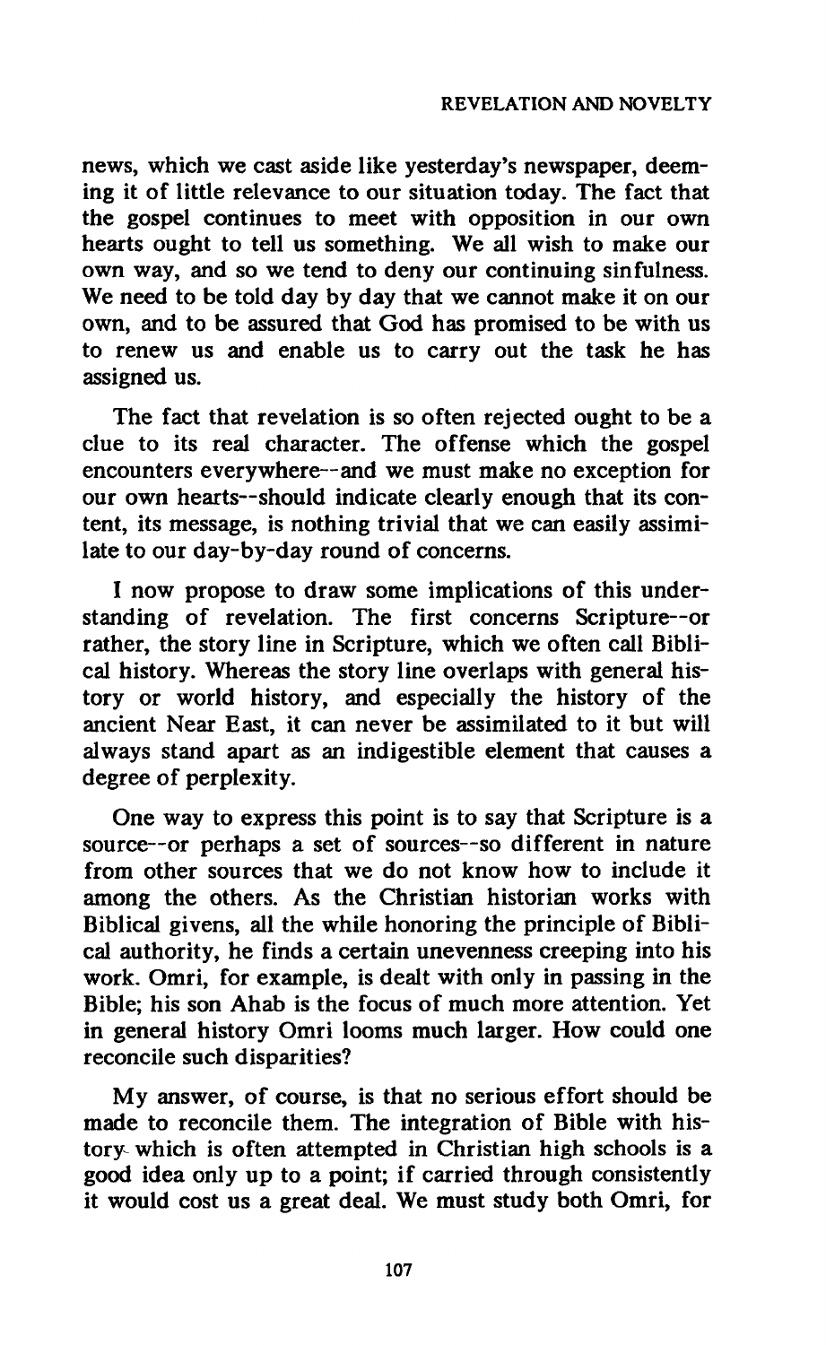news, which we cast aside like yesterday's newspaper, deeming it of little relevance to our situation today. The fact that the gospel continues to meet with opposition in our own hearts ought to tell us something. We all wish to make our own way, and so we tend to deny our continuing sinfulness. We need to be told day by day that we cannot make it on our own, and to be assured that God has promised to be with us to renew us and enable us to carry out the task he has assigned us.

The fact that revelation is so often rejected ought to be a clue to its real character. The offense which the gospel encounters everywhere--and we must make no exception for our own hearts--should indicate clearly enough that its content, its message, is nothing trivial that we can easily assimilate to our day-by-day round of concerns.

I now propose to draw some implications of this understanding of revelation. The first concerns Scripture--or rather, the story line in Scripture, which we often call Biblical history. Whereas the story line overlaps with general history or world history, and especially the history of the ancient Near East, it can never be assimilated to it but will always stand apart as an indigestible element that causes a degree of perplexity.

One way to express this point is to say that Scripture is a source--or perhaps a set of sources--so different in nature from other sources that we do not know how to include it among the others. As the Christian historian works with Biblical givens, all the while honoring the principle of Biblical authority, he finds a certain unevenness creeping into his work. Omri, for example, is dealt with only in passing in the Bible; his son Ahab is the focus of much more attention. Yet in general history Omri looms much larger. How could one reconcile such disparities?

My answer, of course, is that no serious effort should be made to reconcile them. The integration of Bible with history which is often attempted in Christian high schools is a good idea only up to a point; if carried through consistently it would cost us a great deal. We must study both Omri, for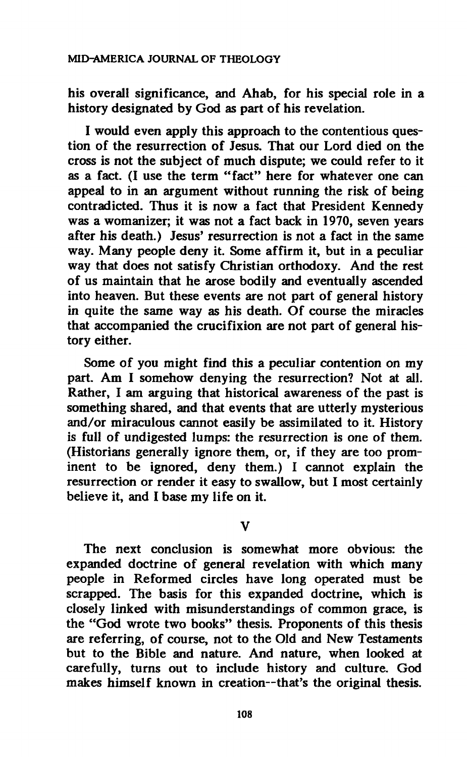his overall significance, and Ahab, for his special role in a history designated by God as part of his revelation.

I would even apply this approach to the contentious question of the resurrection of Jesus. That our Lord died on the cross is not the subject of much dispute; we could refer to it as a fact. (I use the term "fact" here for whatever one can appeal to in an argument without running the risk of being contradicted. Thus it is now a fact that President Kennedy was a womanizer; it was not a fact back in 1970, seven years after his death.) Jesus' resurrection is not a fact in the same way. Many people deny it. Some affirm it, but in a peculiar way that does not satisfy Christian orthodoxy. And the rest of us maintain that he arose bodily and eventually ascended into heaven. But these events are not part of general history in quite the same way as his death. Of course the miracles that accompanied the crucifixion are not part of general history either.

Some of you might find this a peculiar contention on my part. Am I somehow denying the resurrection? Not at all. Rather, I am arguing that historical awareness of the past is something shared, and that events that are utterly mysterious and/or miraculous cannot easily be assimilated to it. History is full of undigested lumps: the resurrection is one of them. (Historians generally ignore them, or, if they are too prominent to be ignored, deny them.) I cannot explain the resurrection or render it easy to swallow, but I most certainly believe it, and I base my life on it.

## V

The next conclusion is somewhat more obvious: the expanded doctrine of general revelation with which many people in Reformed circles have long operated must be scrapped. The basis for this expanded doctrine, which is closely linked with misunderstandings of common grace, is the "God wrote two books" thesis. Proponents of this thesis are referring, of course, not to the Old and New Testaments but to the Bible and nature. And nature, when looked at carefully, turns out to include history and culture. God makes himself known in creation--that's the original thesis.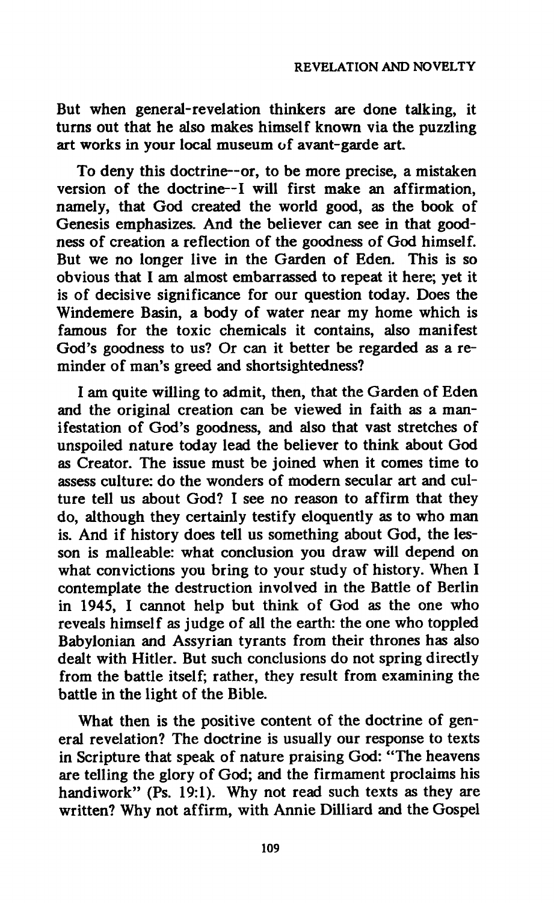But when general-revelation thinkers are done talking, it turns out that he also makes himself known via the puzzling art works in your local museum of avant-garde art.

To deny this doctrine--or, to be more precise, a mistaken version of the doctrine--I will first make an affirmation, namely, that God created the world good, as the book of Genesis emphasizes. And the believer can see in that goodness of creation a reflection of the goodness of God himself. But we no longer live in the Garden of Eden. This is so obvious that I am almost embarrassed to repeat it here; yet it is of decisive significance for our question today. Does the Windemere Basin, a body of water near my home which is famous for the toxic chemicals it contains, also manifest God's goodness to us? Or can it better be regarded as a reminder of man's greed and shortsightedness?

I am quite willing to admit, then, that the Garden of Eden and the original creation can be viewed in faith as a manifestation of God's goodness, and also that vast stretches of unspoiled nature today lead the believer to think about God as Creator. The issue must be joined when it comes time to assess culture: do the wonders of modern secular art and culture tell us about God? I see no reason to affirm that they do, although they certainly testify eloquently as to who man is. And if history does tell us something about God, the lesson is malleable: what conclusion you draw will depend on what convictions you bring to your study of history. When I contemplate the destruction involved in the Battle of Berlin in 1945, I cannot help but think of God as the one who reveals himself as judge of all the earth: the one who toppled Babylonian and Assyrian tyrants from their thrones has also dealt with Hitler. But such conclusions do not spring directly from the battle itself; rather, they result from examining the battle in the light of the Bible.

What then is the positive content of the doctrine of general revelation? The doctrine is usually our response to texts in Scripture that speak of nature praising God: "The heavens are telling the glory of God; and the firmament proclaims his handiwork" (Ps. 19:1). Why not read such texts as they are written? Why not affirm, with Annie Dilliard and the Gospel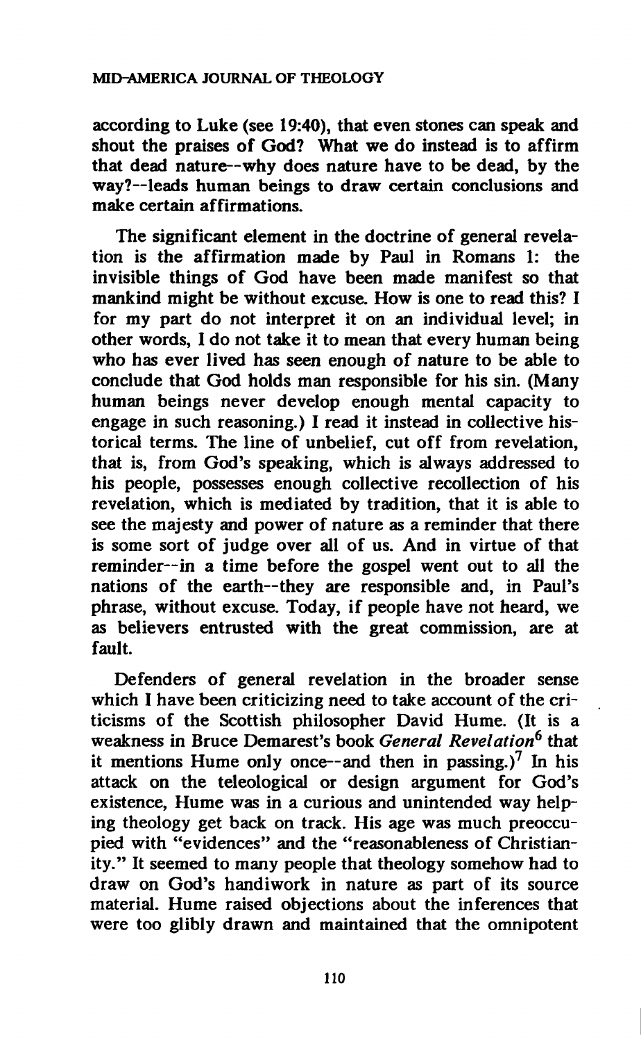according to Luke (see 19:40), that even stones can speak and shout the praises of God? What we do instead is to affirm that dead nature--why does nature have to be dead, by the way?--leads human beings to draw certain conclusions and make certain affirmations.

The significant element in the doctrine of general revelation is the affirmation made by Paul in Romans 1: the invisible things of God have been made manifest so that mankind might be without excuse. How is one to read this? I for my part do not interpret it on an individual level; in other words, I do not take it to mean that every human being who has ever lived has seen enough of nature to be able to conclude that God holds man responsible for his sin. (Many human beings never develop enough mental capacity to engage in such reasoning.) I read it instead in collective historical terms. The line of unbelief, cut off from revelation, that is, from God's speaking, which is always addressed to his people, possesses enough collective recollection of his revelation, which is mediated by tradition, that it is able to see the majesty and power of nature as a reminder that there is some sort of judge over all of us. And in virtue of that reminder--in a time before the gospel went out to all the nations of the earth--they are responsible and, in Paul's phrase, without excuse. Today, if people have not heard, we as believers entrusted with the great commission, are at fault.

Defenders of general revelation in the broader sense which I have been criticizing need to take account of the criticisms of the Scottish philosopher David Hume. (It is a weakness in Bruce Demarest's book *General Revelation*[6] that it mentions Hume only once--and then in passing.)[7] In his attack on the teleological or design argument for God's existence, Hume was in a curious and unintended way helping theology get back on track. His age was much preoccupied with "evidences" and the "reasonableness of Christianity." It seemed to many people that theology somehow had to draw on God's handiwork in nature as part of its source material. Hume raised objections about the inferences that were too glibly drawn and maintained that the omnipotent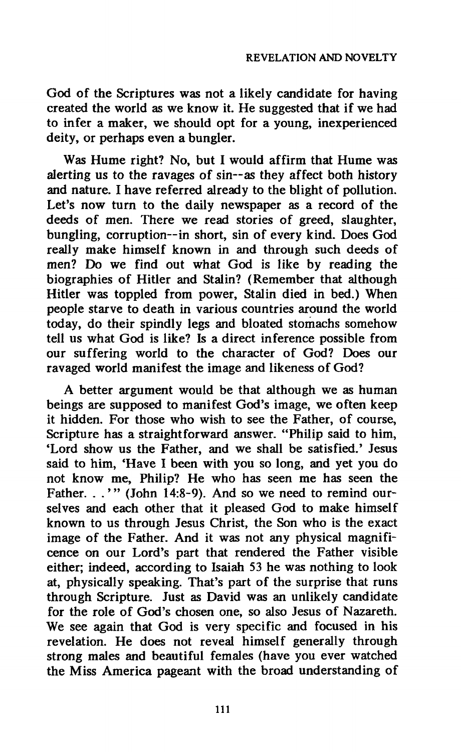God of the Scriptures was not a likely candidate for having created the world as we know it. He suggested that if we had to infer a maker, we should opt for a young, inexperienced deity, or perhaps even a bungler.

Was Hume right? No, but I would affirm that Hume was alerting us to the ravages of sin--as they affect both history and nature. I have referred already to the blight of pollution. Let's now turn to the daily newspaper as a record of the deeds of men. There we read stories of greed, slaughter, bungling, corruption--in short, sin of every kind. Does God really make himself known in and through such deeds of men? Do we find out what God is like by reading the biographies of Hitler and Stalin? (Remember that although Hitler was toppled from power, Stalin died in bed.) When people starve to death in various countries around the world today, do their spindly legs and bloated stomachs somehow tell us what God is like? Is a direct inference possible from our suffering world to the character of God? Does our ravaged world manifest the image and likeness of God?

A better argument would be that although we as human beings are supposed to manifest God's image, we often keep it hidden. For those who wish to see the Father, of course, Scripture has a straightforward answer. "Philip said to him, 'Lord show us the Father, and we shall be satisfied.' Jesus said to him, 'Have I been with you so long, and yet you do not know me, Philip? He who has seen me has seen the Father. . .'" (John 14:8-9). And so we need to remind ourselves and each other that it pleased God to make himself known to us through Jesus Christ, the Son who is the exact image of the Father. And it was not any physical magnificence on our Lord's part that rendered the Father visible either; indeed, according to Isaiah 53 he was nothing to look at, physically speaking. That's part of the surprise that runs through Scripture. Just as David was an unlikely candidate for the role of God's chosen one, so also Jesus of Nazareth. We see again that God is very specific and focused in his revelation. He does not reveal himself generally through strong males and beautiful females (have you ever watched the Miss America pageant with the broad understanding of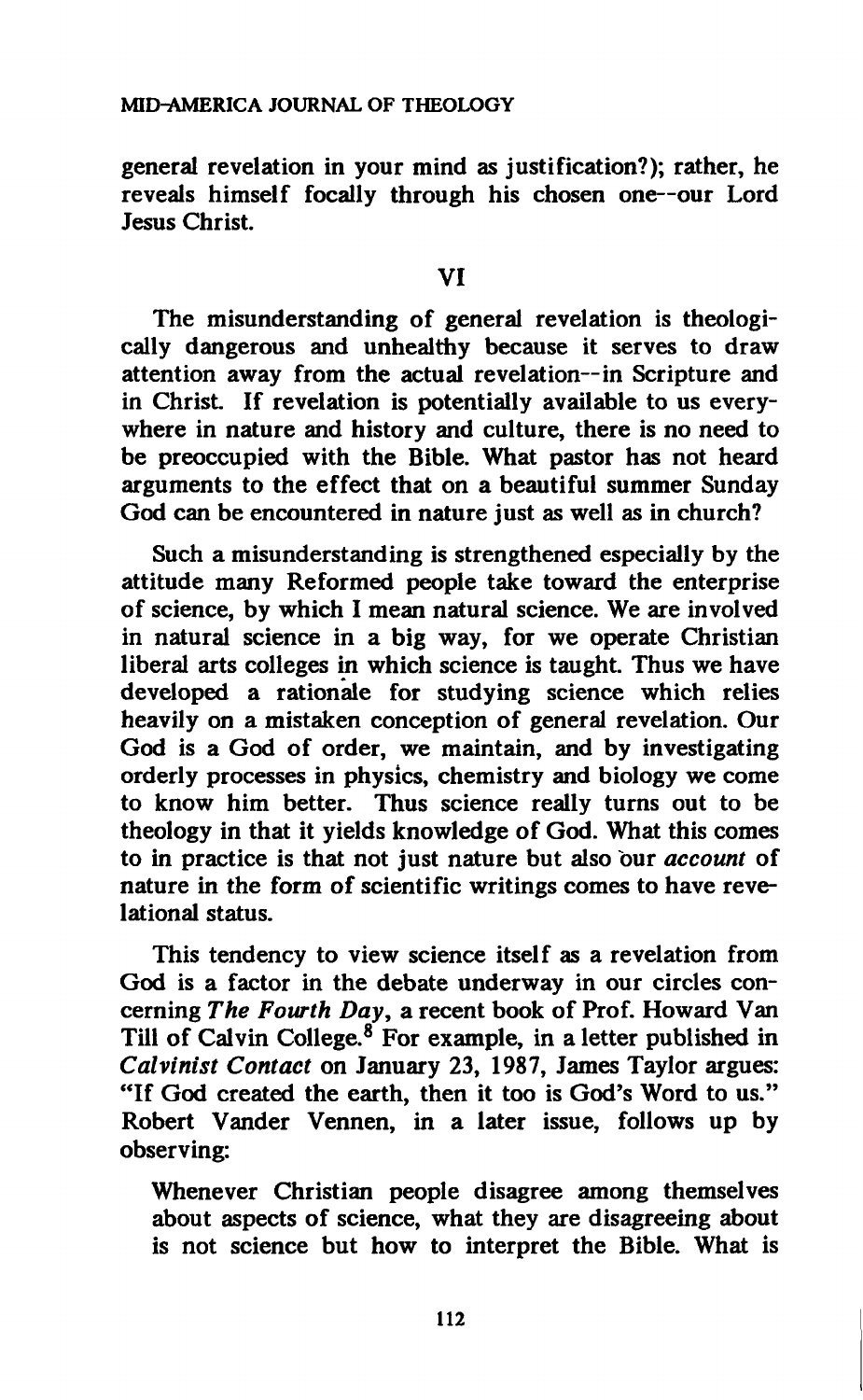general revelation in your mind as justification?); rather, he reveals himself focally through his chosen one--our Lord Jesus Christ.

## VI

The misunderstanding of general revelation is theologically dangerous and unhealthy because it serves to draw attention away from the actual revelation--in Scripture and in Christ. If revelation is potentially available to us everywhere in nature and history and culture, there is no need to be preoccupied with the Bible. What pastor has not heard arguments to the effect that on a beautiful summer Sunday God can be encountered in nature just as well as in church?

Such a misunderstanding is strengthened especially by the attitude many Reformed people take toward the enterprise of science, by which I mean natural science. We are involved in natural science in a big way, for we operate Christian liberal arts colleges in which science is taught. Thus we have developed a rationale for studying science which relies heavily on a mistaken conception of general revelation. Our God is a God of order, we maintain, and by investigating orderly processes in physics, chemistry and biology we come to know him better. Thus science really turns out to be theology in that it yields knowledge of God. What this comes to in practice is that not just nature but also our *account* of nature in the form of scientific writings comes to have revelational status.

This tendency to view science itself as a revelation from God is a factor in the debate underway in our circles concerning ***The Fourth Day***, a recent book of Prof. Howard Van Till of Calvin College.[8] For example, in a letter published in *Calvinist Contact* on January 23, 1987, James Taylor argues: "If God created the earth, then it too is God's Word to us." Robert Vander Vennen, in a later issue, follows up by observing:

> Whenever Christian people disagree among themselves about aspects of science, what they are disagreeing about is not science but how to interpret the Bible. What is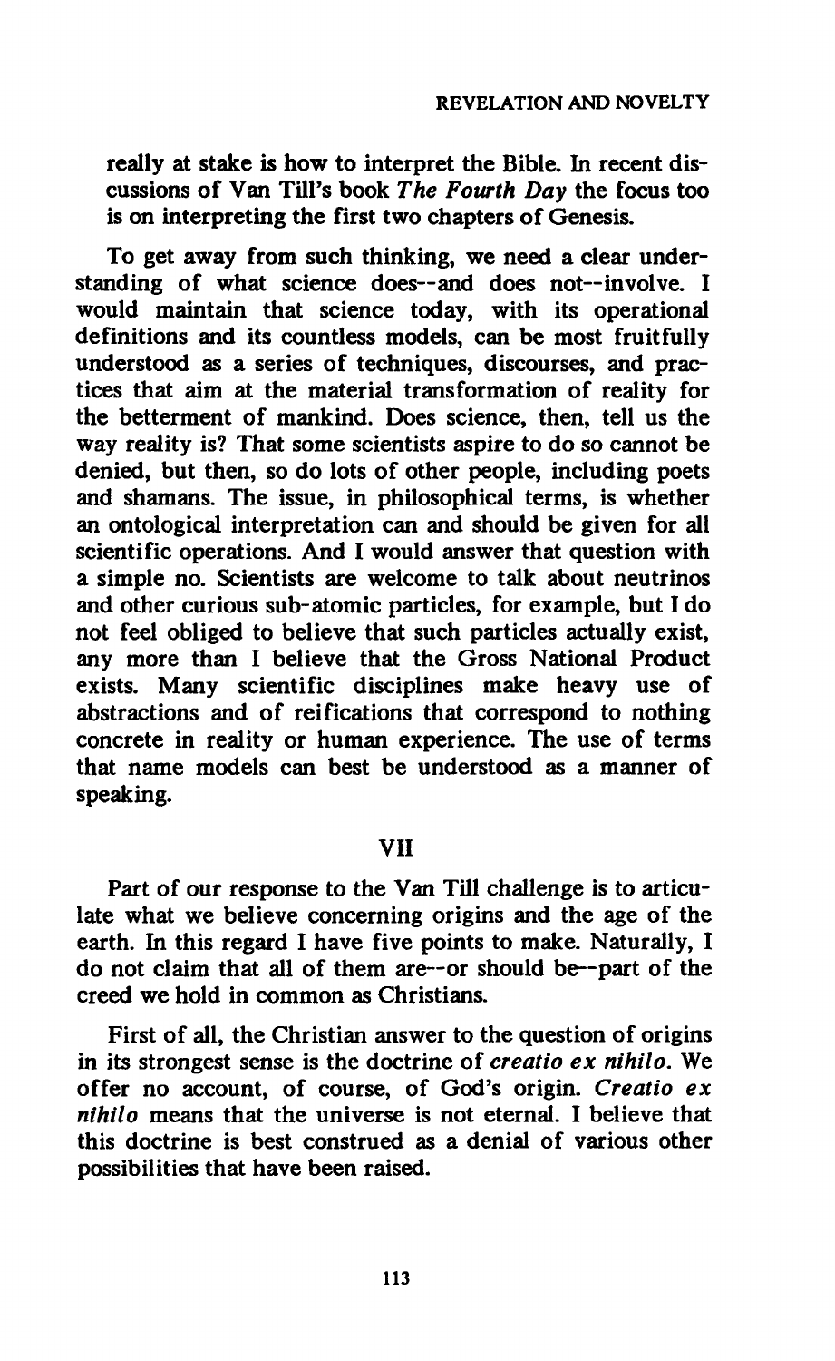really at stake is how to interpret the Bible. In recent discussions of Van Till's book *The Fourth Day* the focus too is on interpreting the first two chapters of Genesis.

To get away from such thinking, we need a clear understanding of what science does--and does not--involve. I would maintain that science today, with its operational definitions and its countless models, can be most fruitfully understood as a series of techniques, discourses, and practices that aim at the material transformation of reality for the betterment of mankind. Does science, then, tell us the way reality is? That some scientists aspire to do so cannot be denied, but then, so do lots of other people, including poets and shamans. The issue, in philosophical terms, is whether an ontological interpretation can and should be given for all scientific operations. And I would answer that question with a simple no. Scientists are welcome to talk about neutrinos and other curious sub-atomic particles, for example, but I do not feel obliged to believe that such particles actually exist, any more than I believe that the Gross National Product exists. Many scientific disciplines make heavy use of abstractions and of reifications that correspond to nothing concrete in reality or human experience. The use of terms that name models can best be understood as a manner of speaking.

## VII

Part of our response to the Van Till challenge is to articulate what we believe concerning origins and the age of the earth. In this regard I have five points to make. Naturally, I do not claim that all of them are--or should be--part of the creed we hold in common as Christians.

First of all, the Christian answer to the question of origins in its strongest sense is the doctrine of *creatio ex nihilo*. We offer no account, of course, of God's origin. *Creatio ex nihilo* means that the universe is not eternal. I believe that this doctrine is best construed as a denial of various other possibilities that have been raised.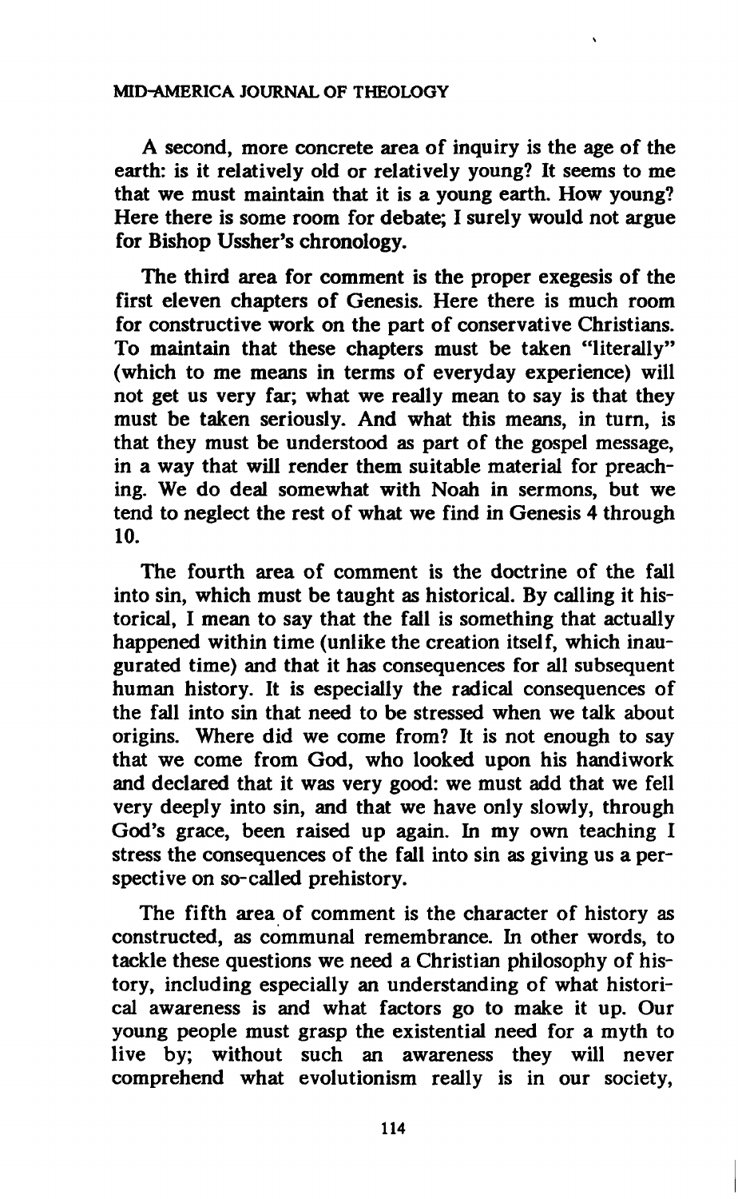A second, more concrete area of inquiry is the age of the earth: is it relatively old or relatively young? It seems to me that we must maintain that it is a young earth. How young? Here there is some room for debate; I surely would not argue for Bishop Ussher's chronology.

The third area for comment is the proper exegesis of the first eleven chapters of Genesis. Here there is much room for constructive work on the part of conservative Christians. To maintain that these chapters must be taken "literally" (which to me means in terms of everyday experience) will not get us very far; what we really mean to say is that they must be taken seriously. And what this means, in turn, is that they must be understood as part of the gospel message, in a way that will render them suitable material for preaching. We do deal somewhat with Noah in sermons, but we tend to neglect the rest of what we find in Genesis 4 through 10.

The fourth area of comment is the doctrine of the fall into sin, which must be taught as historical. By calling it historical, I mean to say that the fall is something that actually happened within time (unlike the creation itself, which inaugurated time) and that it has consequences for all subsequent human history. It is especially the radical consequences of the fall into sin that need to be stressed when we talk about origins. Where did we come from? It is not enough to say that we come from God, who looked upon his handiwork and declared that it was very good: we must add that we fell very deeply into sin, and that we have only slowly, through God's grace, been raised up again. In my own teaching I stress the consequences of the fall into sin as giving us a perspective on so-called prehistory.

The fifth area of comment is the character of history as constructed, as communal remembrance. In other words, to tackle these questions we need a Christian philosophy of history, including especially an understanding of what historical awareness is and what factors go to make it up. Our young people must grasp the existential need for a myth to live by; without such an awareness they will never comprehend what evolutionism really is in our society,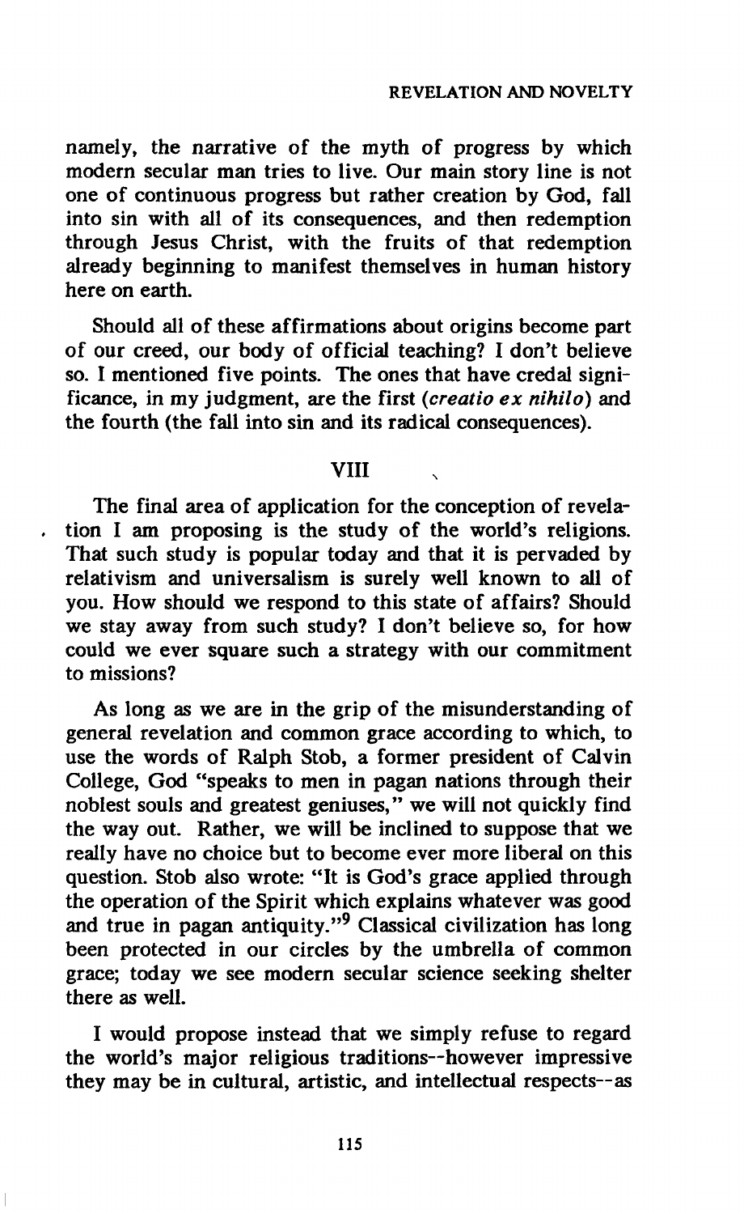namely, the narrative of the myth of progress by which modern secular man tries to live. Our main story line is not one of continuous progress but rather creation by God, fall into sin with all of its consequences, and then redemption through Jesus Christ, with the fruits of that redemption already beginning to manifest themselves in human history here on earth.

Should all of these affirmations about origins become part of our creed, our body of official teaching? I don't believe so. I mentioned five points. The ones that have credal significance, in my judgment, are the first (*creatio ex nihilo*) and the fourth (the fall into sin and its radical consequences).

## VIII

The final area of application for the conception of revelation I am proposing is the study of the world's religions. That such study is popular today and that it is pervaded by relativism and universalism is surely well known to all of you. How should we respond to this state of affairs? Should we stay away from such study? I don't believe so, for how could we ever square such a strategy with our commitment to missions?

As long as we are in the grip of the misunderstanding of general revelation and common grace according to which, to use the words of Ralph Stob, a former president of Calvin College, God "speaks to men in pagan nations through their noblest souls and greatest geniuses," we will not quickly find the way out. Rather, we will be inclined to suppose that we really have no choice but to become ever more liberal on this question. Stob also wrote: "It is God's grace applied through the operation of the Spirit which explains whatever was good and true in pagan antiquity."[9] Classical civilization has long been protected in our circles by the umbrella of common grace; today we see modern secular science seeking shelter there as well.

I would propose instead that we simply refuse to regard the world's major religious traditions--however impressive they may be in cultural, artistic, and intellectual respects--as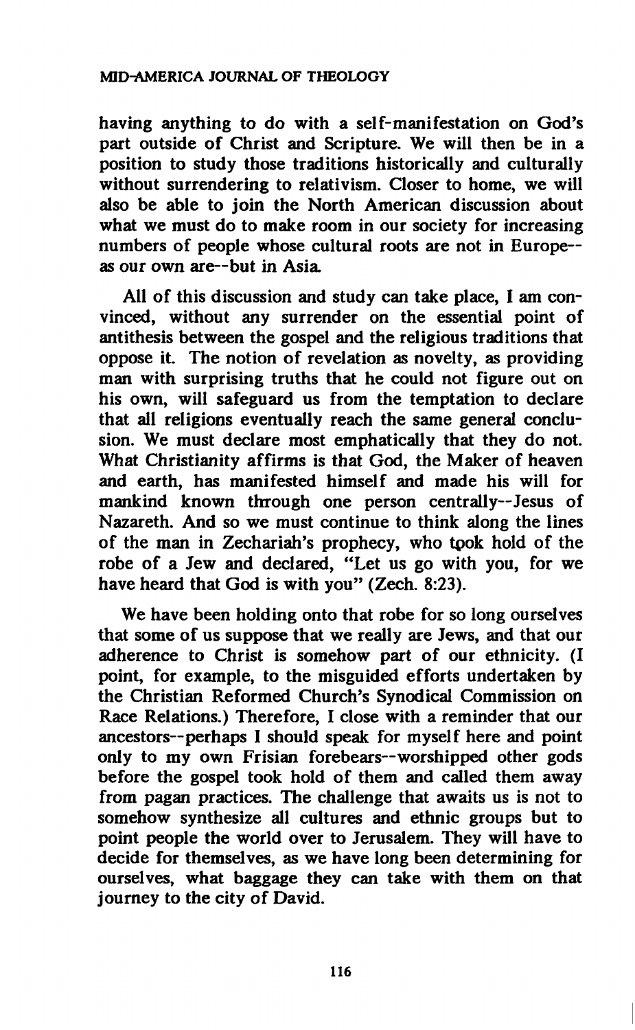having anything to do with a self-manifestation on God's part outside of Christ and Scripture. We will then be in a position to study those traditions historically and culturally without surrendering to relativism. Closer to home, we will also be able to join the North American discussion about what we must do to make room in our society for increasing numbers of people whose cultural roots are not in Europe--as our own are--but in Asia.

All of this discussion and study can take place, I am convinced, without any surrender on the essential point of antithesis between the gospel and the religious traditions that oppose it. The notion of revelation as novelty, as providing man with surprising truths that he could not figure out on his own, will safeguard us from the temptation to declare that all religions eventually reach the same general conclusion. We must declare most emphatically that they do not. What Christianity affirms is that God, the Maker of heaven and earth, has manifested himself and made his will for mankind known through one person centrally--Jesus of Nazareth. And so we must continue to think along the lines of the man in Zechariah's prophecy, who took hold of the robe of a Jew and declared, "Let us go with you, for we have heard that God is with you" (Zech. 8:23).

We have been holding onto that robe for so long ourselves that some of us suppose that we really are Jews, and that our adherence to Christ is somehow part of our ethnicity. (I point, for example, to the misguided efforts undertaken by the Christian Reformed Church's Synodical Commission on Race Relations.) Therefore, I close with a reminder that our ancestors--perhaps I should speak for myself here and point only to my own Frisian forebears--worshipped other gods before the gospel took hold of them and called them away from pagan practices. The challenge that awaits us is not to somehow synthesize all cultures and ethnic groups but to point people the world over to Jerusalem. They will have to decide for themselves, as we have long been determining for ourselves, what baggage they can take with them on that journey to the city of David.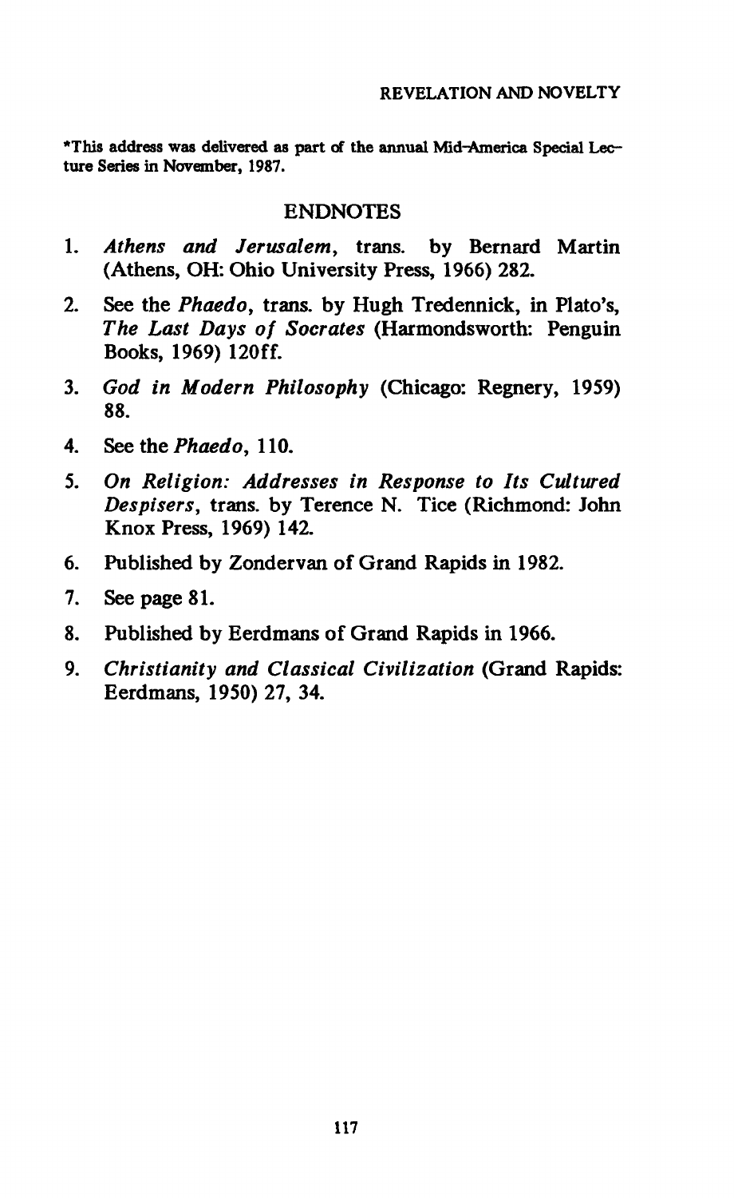*This address was delivered as part of the annual Mid-America Special Lecture Series in November, 1987.

## ENDNOTES

1. *Athens and Jerusalem*, trans. by Bernard Martin (Athens, OH: Ohio University Press, 1966) 282.
2. See the *Phaedo*, trans. by Hugh Tredennick, in Plato's, *The Last Days of Socrates* (Harmondsworth: Penguin Books, 1969) 120ff.
3. *God in Modern Philosophy* (Chicago: Regnery, 1959) 88.
4. See the *Phaedo*, 110.
5. *On Religion: Addresses in Response to Its Cultured Despisers*, trans. by Terence N. Tice (Richmond: John Knox Press, 1969) 142.
6. Published by Zondervan of Grand Rapids in 1982.
7. See page 81.
8. Published by Eerdmans of Grand Rapids in 1966.
9. *Christianity and Classical Civilization* (Grand Rapids: Eerdmans, 1950) 27, 34.